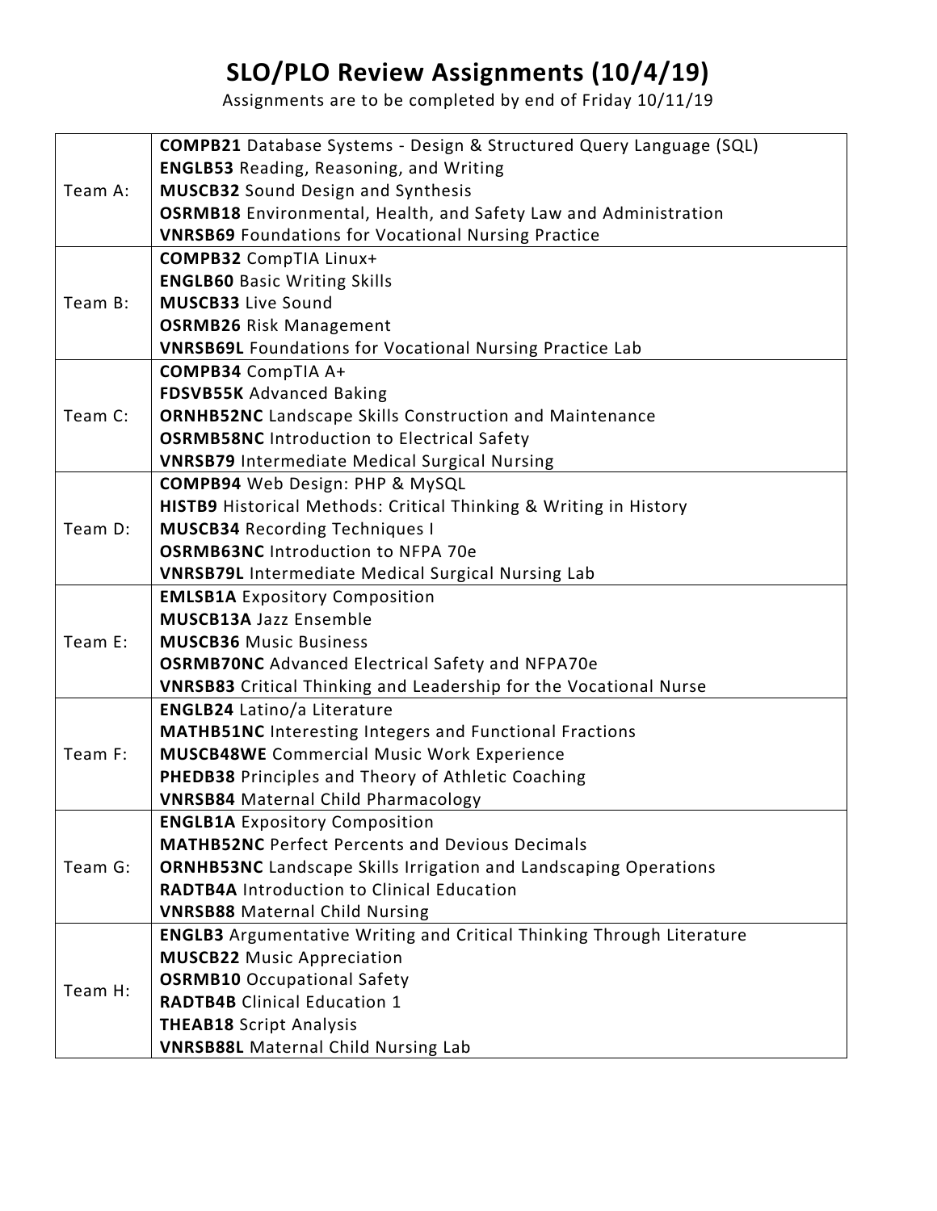# SLO/PLO Review Assignments (10/4/19)

Assignments are to be completed by end of Friday 10/11/19

| Team | Courses |
| --- | --- |
| Team A: | **COMPB21** Database Systems - Design & Structured Query Language (SQL)<br>**ENGLB53** Reading, Reasoning, and Writing<br>**MUSCB32** Sound Design and Synthesis<br>**OSRMB18** Environmental, Health, and Safety Law and Administration<br>**VNRSB69** Foundations for Vocational Nursing Practice |
| Team B: | **COMPB32** CompTIA Linux+<br>**ENGLB60** Basic Writing Skills<br>**MUSCB33** Live Sound<br>**OSRMB26** Risk Management<br>**VNRSB69L** Foundations for Vocational Nursing Practice Lab |
| Team C: | **COMPB34** CompTIA A+<br>**FDSVB55K** Advanced Baking<br>**ORNHB52NC** Landscape Skills Construction and Maintenance<br>**OSRMB58NC** Introduction to Electrical Safety<br>**VNRSB79** Intermediate Medical Surgical Nursing |
| Team D: | **COMPB94** Web Design: PHP & MySQL<br>**HISTB9** Historical Methods: Critical Thinking & Writing in History<br>**MUSCB34** Recording Techniques I<br>**OSRMB63NC** Introduction to NFPA 70e<br>**VNRSB79L** Intermediate Medical Surgical Nursing Lab |
| Team E: | **EMLSB1A** Expository Composition<br>**MUSCB13A** Jazz Ensemble<br>**MUSCB36** Music Business<br>**OSRMB70NC** Advanced Electrical Safety and NFPA70e<br>**VNRSB83** Critical Thinking and Leadership for the Vocational Nurse |
| Team F: | **ENGLB24** Latino/a Literature<br>**MATHB51NC** Interesting Integers and Functional Fractions<br>**MUSCB48WE** Commercial Music Work Experience<br>**PHEDB38** Principles and Theory of Athletic Coaching<br>**VNRSB84** Maternal Child Pharmacology |
| Team G: | **ENGLB1A** Expository Composition<br>**MATHB52NC** Perfect Percents and Devious Decimals<br>**ORNHB53NC** Landscape Skills Irrigation and Landscaping Operations<br>**RADTB4A** Introduction to Clinical Education<br>**VNRSB88** Maternal Child Nursing |
| Team H: | **ENGLB3** Argumentative Writing and Critical Thinking Through Literature<br>**MUSCB22** Music Appreciation<br>**OSRMB10** Occupational Safety<br>**RADTB4B** Clinical Education 1<br>**THEAB18** Script Analysis<br>**VNRSB88L** Maternal Child Nursing Lab |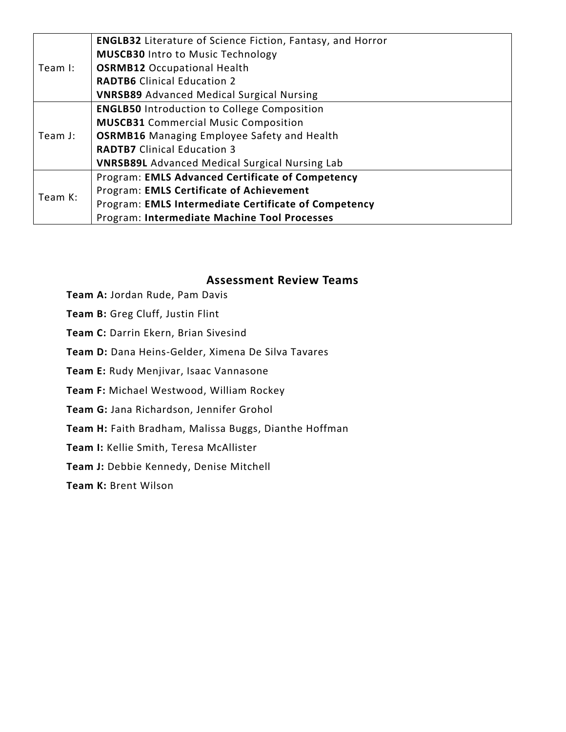| | |
|---|---|
| Team I: | **ENGLB32** Literature of Science Fiction, Fantasy, and Horror<br>**MUSCB30** Intro to Music Technology<br>**OSRMB12** Occupational Health<br>**RADTB6** Clinical Education 2<br>**VNRSB89** Advanced Medical Surgical Nursing |
| Team J: | **ENGLB50** Introduction to College Composition<br>**MUSCB31** Commercial Music Composition<br>**OSRMB16** Managing Employee Safety and Health<br>**RADTB7** Clinical Education 3<br>**VNRSB89L** Advanced Medical Surgical Nursing Lab |
| Team K: | Program: **EMLS Advanced Certificate of Competency**<br>Program: **EMLS Certificate of Achievement**<br>Program: **EMLS Intermediate Certificate of Competency**<br>Program: **Intermediate Machine Tool Processes** |

## Assessment Review Teams

**Team A:** Jordan Rude, Pam Davis

**Team B:** Greg Cluff, Justin Flint

**Team C:** Darrin Ekern, Brian Sivesind

**Team D:** Dana Heins-Gelder, Ximena De Silva Tavares

**Team E:** Rudy Menjivar, Isaac Vannasone

**Team F:** Michael Westwood, William Rockey

**Team G:** Jana Richardson, Jennifer Grohol

**Team H:** Faith Bradham, Malissa Buggs, Dianthe Hoffman

**Team I:** Kellie Smith, Teresa McAllister

**Team J:** Debbie Kennedy, Denise Mitchell

**Team K:** Brent Wilson